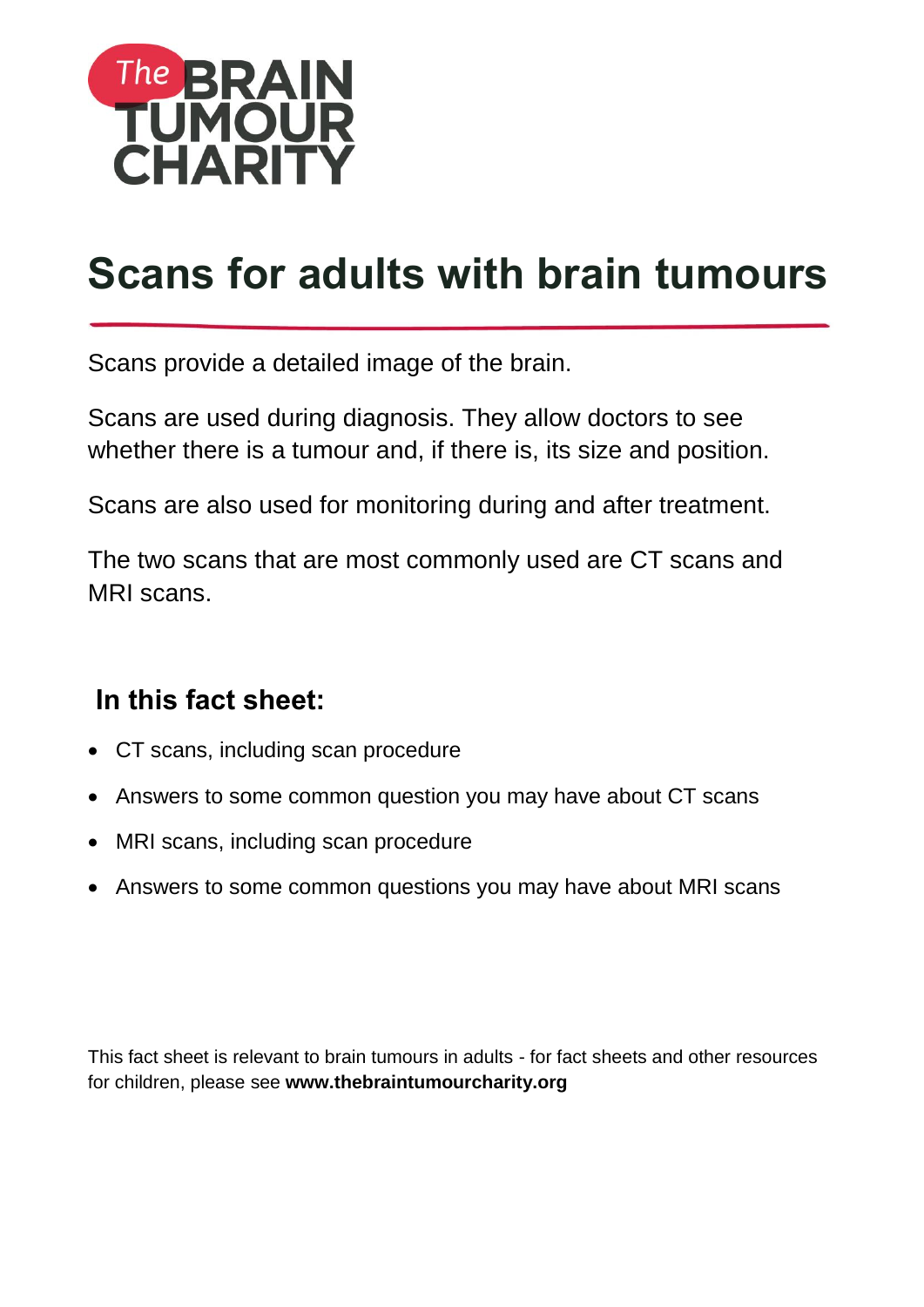The BRAIN TUMOUR CHARITY

# Scans for adults with brain tumours

Scans provide a detailed image of the brain.

Scans are used during diagnosis. They allow doctors to see whether there is a tumour and, if there is, its size and position.

Scans are also used for monitoring during and after treatment.

The two scans that are most commonly used are CT scans and MRI scans.

## In this fact sheet:

- CT scans, including scan procedure
- Answers to some common question you may have about CT scans
- MRI scans, including scan procedure
- Answers to some common questions you may have about MRI scans

This fact sheet is relevant to brain tumours in adults - for fact sheets and other resources for children, please see **www.thebraintumourcharity.org**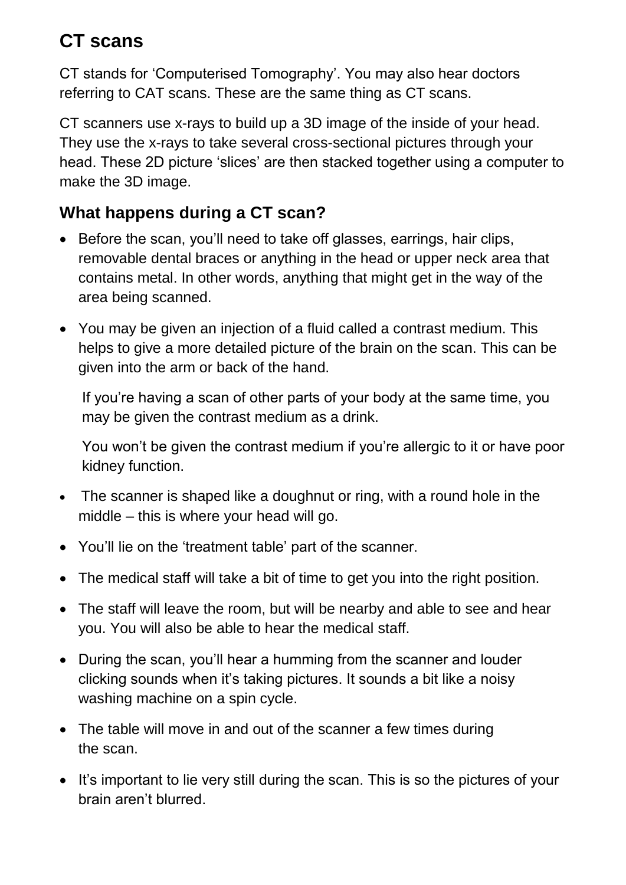## CT scans

CT stands for 'Computerised Tomography'. You may also hear doctors referring to CAT scans. These are the same thing as CT scans.

CT scanners use x-rays to build up a 3D image of the inside of your head. They use the x-rays to take several cross-sectional pictures through your head. These 2D picture 'slices' are then stacked together using a computer to make the 3D image.

### What happens during a CT scan?

- Before the scan, you'll need to take off glasses, earrings, hair clips, removable dental braces or anything in the head or upper neck area that contains metal. In other words, anything that might get in the way of the area being scanned.
- You may be given an injection of a fluid called a contrast medium. This helps to give a more detailed picture of the brain on the scan. This can be given into the arm or back of the hand.

  If you're having a scan of other parts of your body at the same time, you may be given the contrast medium as a drink.

  You won't be given the contrast medium if you're allergic to it or have poor kidney function.
- The scanner is shaped like a doughnut or ring, with a round hole in the middle – this is where your head will go.
- You'll lie on the 'treatment table' part of the scanner.
- The medical staff will take a bit of time to get you into the right position.
- The staff will leave the room, but will be nearby and able to see and hear you. You will also be able to hear the medical staff.
- During the scan, you'll hear a humming from the scanner and louder clicking sounds when it's taking pictures. It sounds a bit like a noisy washing machine on a spin cycle.
- The table will move in and out of the scanner a few times during the scan.
- It's important to lie very still during the scan. This is so the pictures of your brain aren't blurred.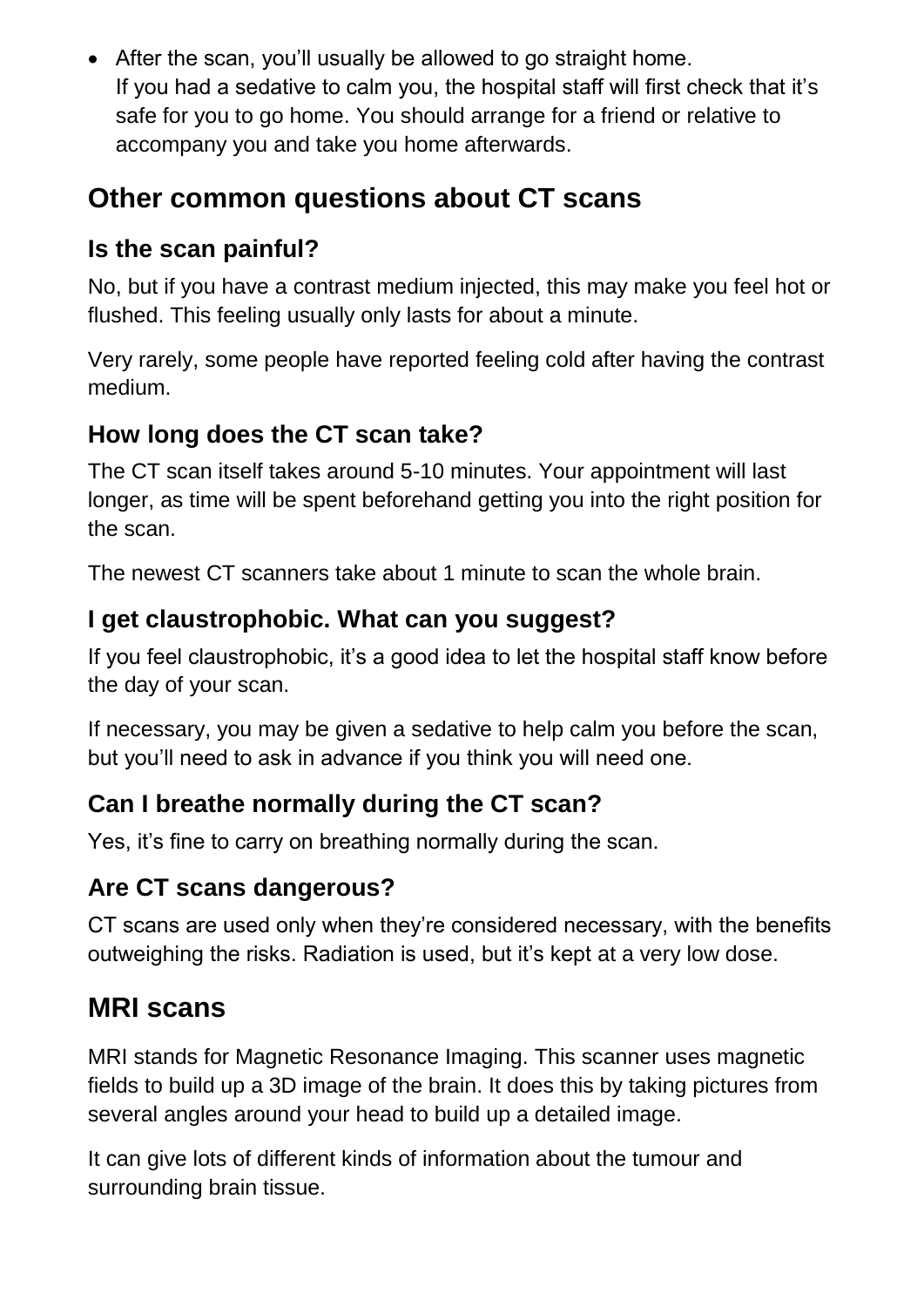- After the scan, you'll usually be allowed to go straight home.
  If you had a sedative to calm you, the hospital staff will first check that it's safe for you to go home. You should arrange for a friend or relative to accompany you and take you home afterwards.

## Other common questions about CT scans

### Is the scan painful?

No, but if you have a contrast medium injected, this may make you feel hot or flushed. This feeling usually only lasts for about a minute.

Very rarely, some people have reported feeling cold after having the contrast medium.

### How long does the CT scan take?

The CT scan itself takes around 5-10 minutes. Your appointment will last longer, as time will be spent beforehand getting you into the right position for the scan.

The newest CT scanners take about 1 minute to scan the whole brain.

### I get claustrophobic. What can you suggest?

If you feel claustrophobic, it's a good idea to let the hospital staff know before the day of your scan.

If necessary, you may be given a sedative to help calm you before the scan, but you'll need to ask in advance if you think you will need one.

### Can I breathe normally during the CT scan?

Yes, it's fine to carry on breathing normally during the scan.

### Are CT scans dangerous?

CT scans are used only when they're considered necessary, with the benefits outweighing the risks. Radiation is used, but it's kept at a very low dose.

## MRI scans

MRI stands for Magnetic Resonance Imaging. This scanner uses magnetic fields to build up a 3D image of the brain. It does this by taking pictures from several angles around your head to build up a detailed image.

It can give lots of different kinds of information about the tumour and surrounding brain tissue.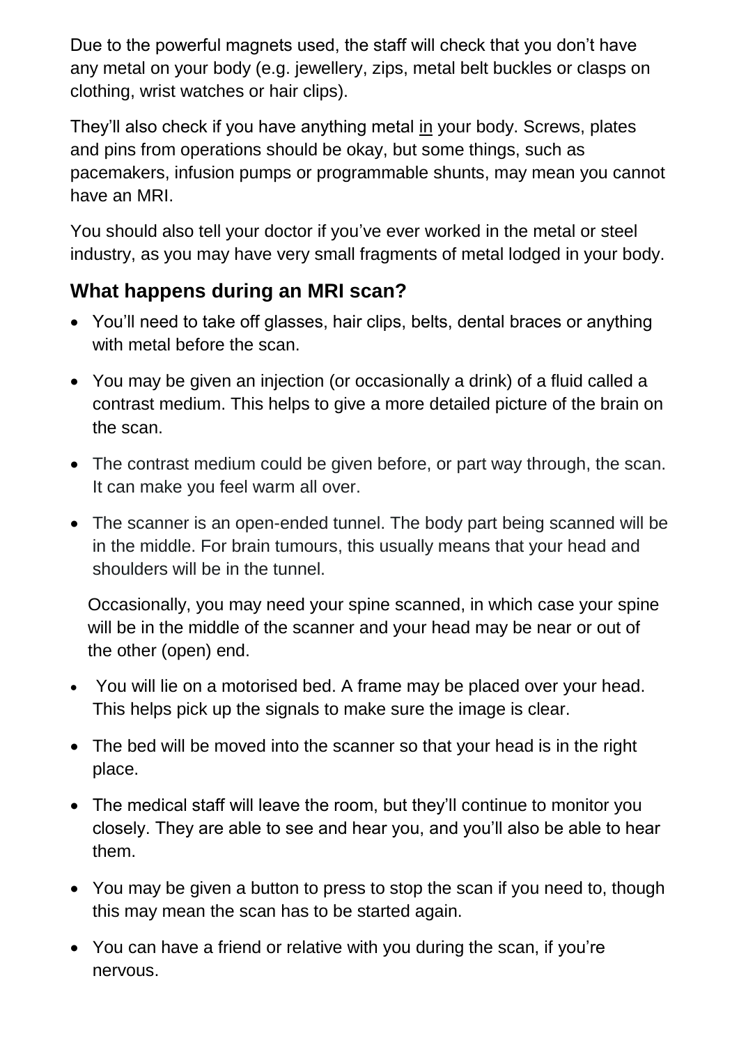Due to the powerful magnets used, the staff will check that you don’t have any metal on your body (e.g. jewellery, zips, metal belt buckles or clasps on clothing, wrist watches or hair clips).

They’ll also check if you have anything metal <u>in</u> your body. Screws, plates and pins from operations should be okay, but some things, such as pacemakers, infusion pumps or programmable shunts, may mean you cannot have an MRI.

You should also tell your doctor if you’ve ever worked in the metal or steel industry, as you may have very small fragments of metal lodged in your body.

## What happens during an MRI scan?

- You’ll need to take off glasses, hair clips, belts, dental braces or anything with metal before the scan.
- You may be given an injection (or occasionally a drink) of a fluid called a contrast medium. This helps to give a more detailed picture of the brain on the scan.
- The contrast medium could be given before, or part way through, the scan. It can make you feel warm all over.
- The scanner is an open-ended tunnel. The body part being scanned will be in the middle. For brain tumours, this usually means that your head and shoulders will be in the tunnel.

  Occasionally, you may need your spine scanned, in which case your spine will be in the middle of the scanner and your head may be near or out of the other (open) end.
- You will lie on a motorised bed. A frame may be placed over your head. This helps pick up the signals to make sure the image is clear.
- The bed will be moved into the scanner so that your head is in the right place.
- The medical staff will leave the room, but they’ll continue to monitor you closely. They are able to see and hear you, and you’ll also be able to hear them.
- You may be given a button to press to stop the scan if you need to, though this may mean the scan has to be started again.
- You can have a friend or relative with you during the scan, if you’re nervous.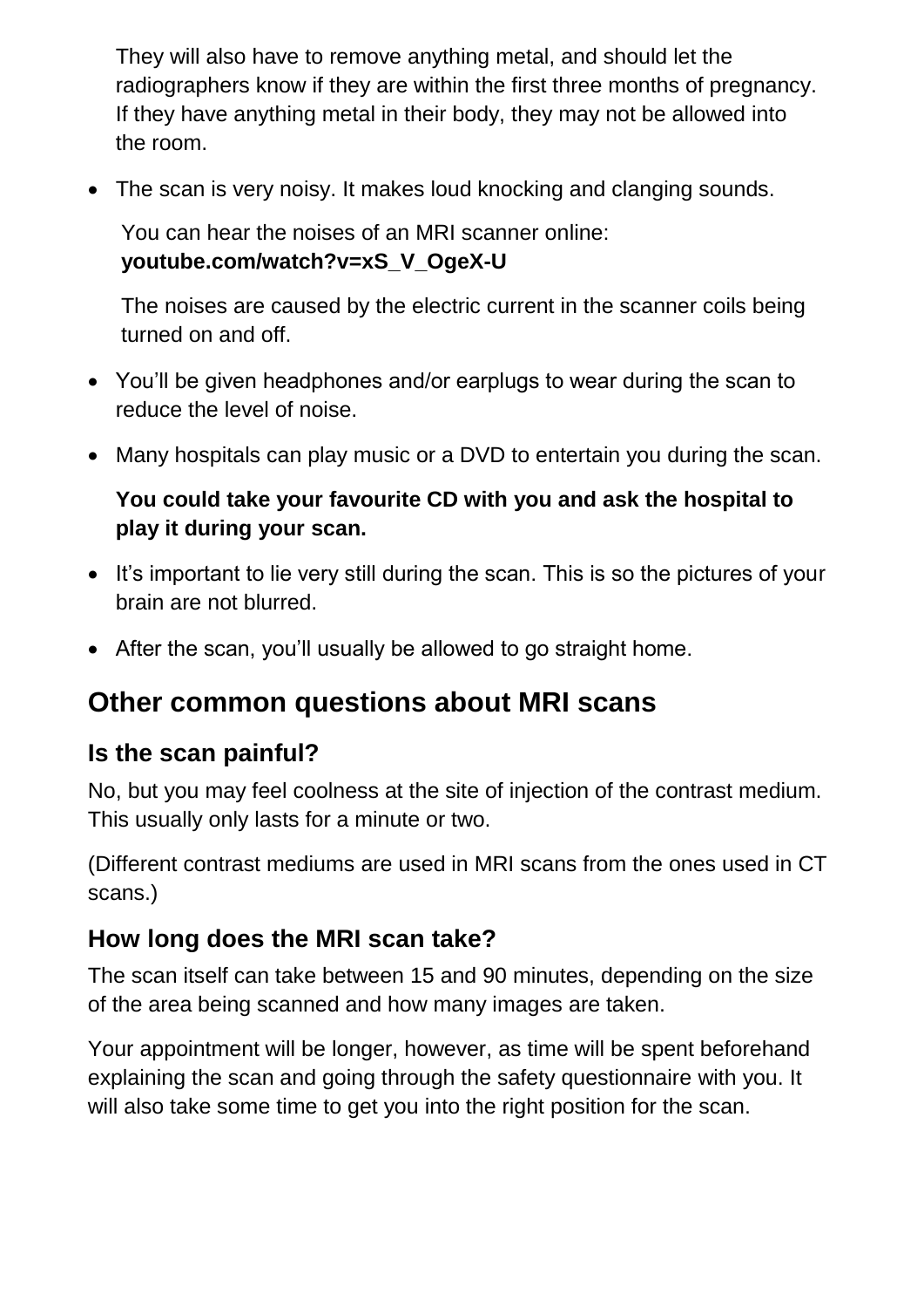They will also have to remove anything metal, and should let the radiographers know if they are within the first three months of pregnancy. If they have anything metal in their body, they may not be allowed into the room.

- The scan is very noisy. It makes loud knocking and clanging sounds.

  You can hear the noises of an MRI scanner online: **youtube.com/watch?v=xS_V_OgeX-U**

  The noises are caused by the electric current in the scanner coils being turned on and off.

- You'll be given headphones and/or earplugs to wear during the scan to reduce the level of noise.
- Many hospitals can play music or a DVD to entertain you during the scan.

  **You could take your favourite CD with you and ask the hospital to play it during your scan.**

- It's important to lie very still during the scan. This is so the pictures of your brain are not blurred.
- After the scan, you'll usually be allowed to go straight home.

## Other common questions about MRI scans

### Is the scan painful?

No, but you may feel coolness at the site of injection of the contrast medium. This usually only lasts for a minute or two.

(Different contrast mediums are used in MRI scans from the ones used in CT scans.)

### How long does the MRI scan take?

The scan itself can take between 15 and 90 minutes, depending on the size of the area being scanned and how many images are taken.

Your appointment will be longer, however, as time will be spent beforehand explaining the scan and going through the safety questionnaire with you. It will also take some time to get you into the right position for the scan.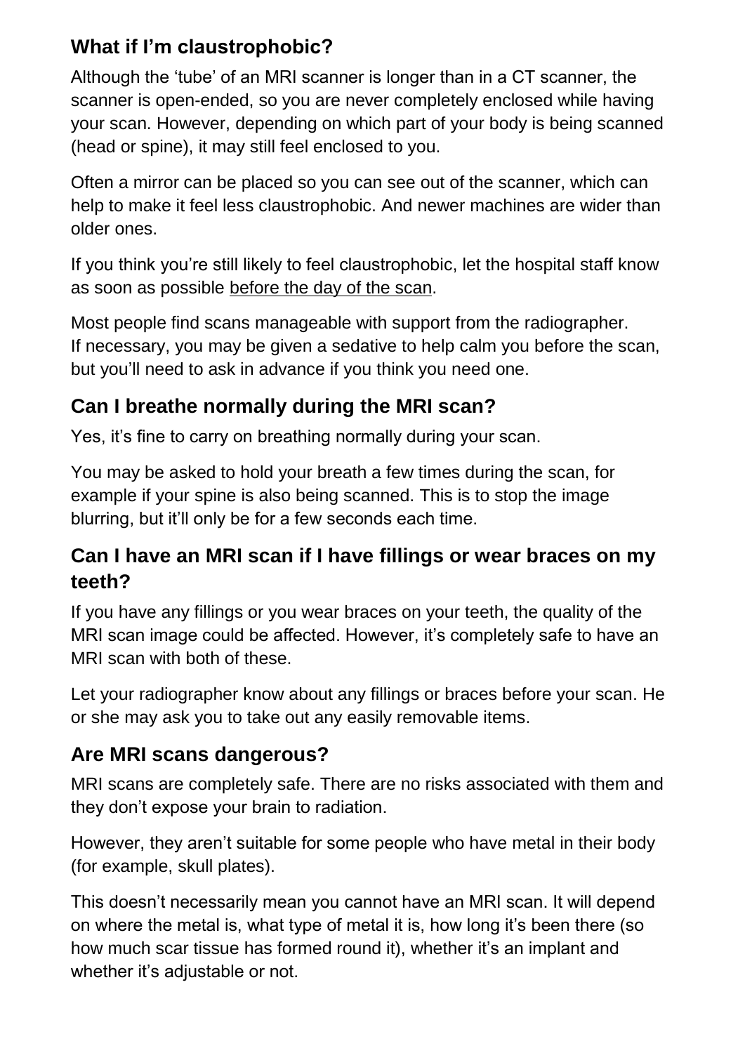## What if I'm claustrophobic?

Although the 'tube' of an MRI scanner is longer than in a CT scanner, the scanner is open-ended, so you are never completely enclosed while having your scan. However, depending on which part of your body is being scanned (head or spine), it may still feel enclosed to you.

Often a mirror can be placed so you can see out of the scanner, which can help to make it feel less claustrophobic. And newer machines are wider than older ones.

If you think you're still likely to feel claustrophobic, let the hospital staff know as soon as possible <u>before the day of the scan</u>.

Most people find scans manageable with support from the radiographer. If necessary, you may be given a sedative to help calm you before the scan, but you'll need to ask in advance if you think you need one.

## Can I breathe normally during the MRI scan?

Yes, it's fine to carry on breathing normally during your scan.

You may be asked to hold your breath a few times during the scan, for example if your spine is also being scanned. This is to stop the image blurring, but it'll only be for a few seconds each time.

## Can I have an MRI scan if I have fillings or wear braces on my teeth?

If you have any fillings or you wear braces on your teeth, the quality of the MRI scan image could be affected. However, it's completely safe to have an MRI scan with both of these.

Let your radiographer know about any fillings or braces before your scan. He or she may ask you to take out any easily removable items.

## Are MRI scans dangerous?

MRI scans are completely safe. There are no risks associated with them and they don't expose your brain to radiation.

However, they aren't suitable for some people who have metal in their body (for example, skull plates).

This doesn't necessarily mean you cannot have an MRI scan. It will depend on where the metal is, what type of metal it is, how long it's been there (so how much scar tissue has formed round it), whether it's an implant and whether it's adjustable or not.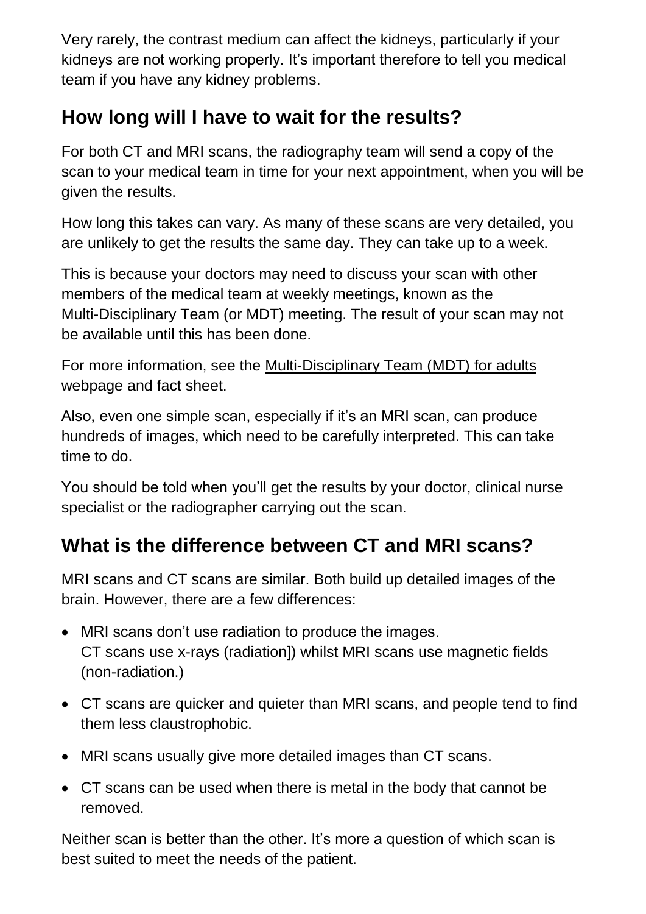Very rarely, the contrast medium can affect the kidneys, particularly if your kidneys are not working properly. It's important therefore to tell you medical team if you have any kidney problems.

## How long will I have to wait for the results?

For both CT and MRI scans, the radiography team will send a copy of the scan to your medical team in time for your next appointment, when you will be given the results.

How long this takes can vary. As many of these scans are very detailed, you are unlikely to get the results the same day. They can take up to a week.

This is because your doctors may need to discuss your scan with other members of the medical team at weekly meetings, known as the Multi-Disciplinary Team (or MDT) meeting. The result of your scan may not be available until this has been done.

For more information, see the Multi-Disciplinary Team (MDT) for adults webpage and fact sheet.

Also, even one simple scan, especially if it's an MRI scan, can produce hundreds of images, which need to be carefully interpreted. This can take time to do.

You should be told when you'll get the results by your doctor, clinical nurse specialist or the radiographer carrying out the scan.

## What is the difference between CT and MRI scans?

MRI scans and CT scans are similar. Both build up detailed images of the brain. However, there are a few differences:

- MRI scans don't use radiation to produce the images.
  CT scans use x-rays (radiation]) whilst MRI scans use magnetic fields (non-radiation.)
- CT scans are quicker and quieter than MRI scans, and people tend to find them less claustrophobic.
- MRI scans usually give more detailed images than CT scans.
- CT scans can be used when there is metal in the body that cannot be removed.

Neither scan is better than the other. It's more a question of which scan is best suited to meet the needs of the patient.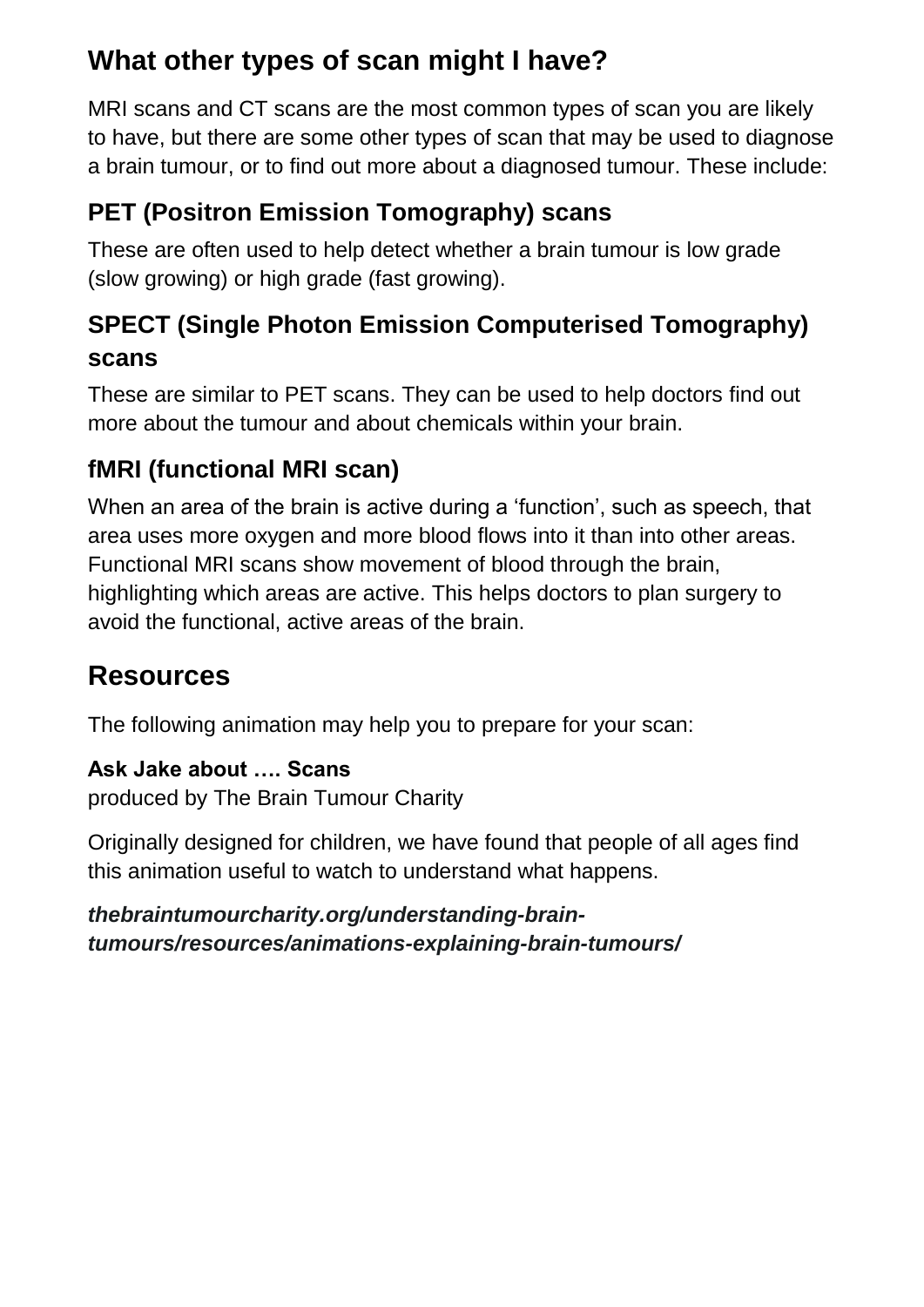## What other types of scan might I have?

MRI scans and CT scans are the most common types of scan you are likely to have, but there are some other types of scan that may be used to diagnose a brain tumour, or to find out more about a diagnosed tumour. These include:

### PET (Positron Emission Tomography) scans

These are often used to help detect whether a brain tumour is low grade (slow growing) or high grade (fast growing).

### SPECT (Single Photon Emission Computerised Tomography) scans

These are similar to PET scans. They can be used to help doctors find out more about the tumour and about chemicals within your brain.

### fMRI (functional MRI scan)

When an area of the brain is active during a 'function', such as speech, that area uses more oxygen and more blood flows into it than into other areas. Functional MRI scans show movement of blood through the brain, highlighting which areas are active. This helps doctors to plan surgery to avoid the functional, active areas of the brain.

## Resources

The following animation may help you to prepare for your scan:

**Ask Jake about …. Scans**
produced by The Brain Tumour Charity

Originally designed for children, we have found that people of all ages find this animation useful to watch to understand what happens.

***thebraintumourcharity.org/understanding-brain-tumours/resources/animations-explaining-brain-tumours/***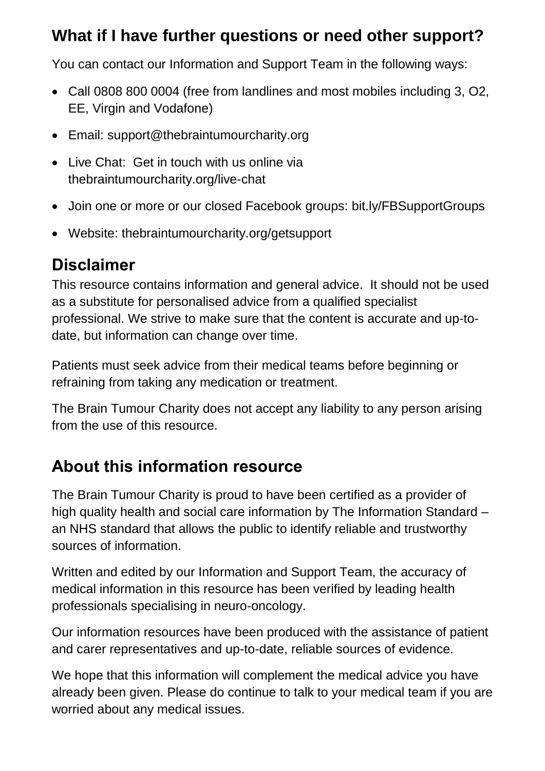## What if I have further questions or need other support?

You can contact our Information and Support Team in the following ways:

- Call 0808 800 0004 (free from landlines and most mobiles including 3, O2, EE, Virgin and Vodafone)
- Email: support@thebraintumourcharity.org
- Live Chat: Get in touch with us online via thebraintumourcharity.org/live-chat
- Join one or more or our closed Facebook groups: bit.ly/FBSupportGroups
- Website: thebraintumourcharity.org/getsupport

## Disclaimer

This resource contains information and general advice. It should not be used as a substitute for personalised advice from a qualified specialist professional. We strive to make sure that the content is accurate and up-to-date, but information can change over time.

Patients must seek advice from their medical teams before beginning or refraining from taking any medication or treatment.

The Brain Tumour Charity does not accept any liability to any person arising from the use of this resource.

## About this information resource

The Brain Tumour Charity is proud to have been certified as a provider of high quality health and social care information by The Information Standard – an NHS standard that allows the public to identify reliable and trustworthy sources of information.

Written and edited by our Information and Support Team, the accuracy of medical information in this resource has been verified by leading health professionals specialising in neuro-oncology.

Our information resources have been produced with the assistance of patient and carer representatives and up-to-date, reliable sources of evidence.

We hope that this information will complement the medical advice you have already been given. Please do continue to talk to your medical team if you are worried about any medical issues.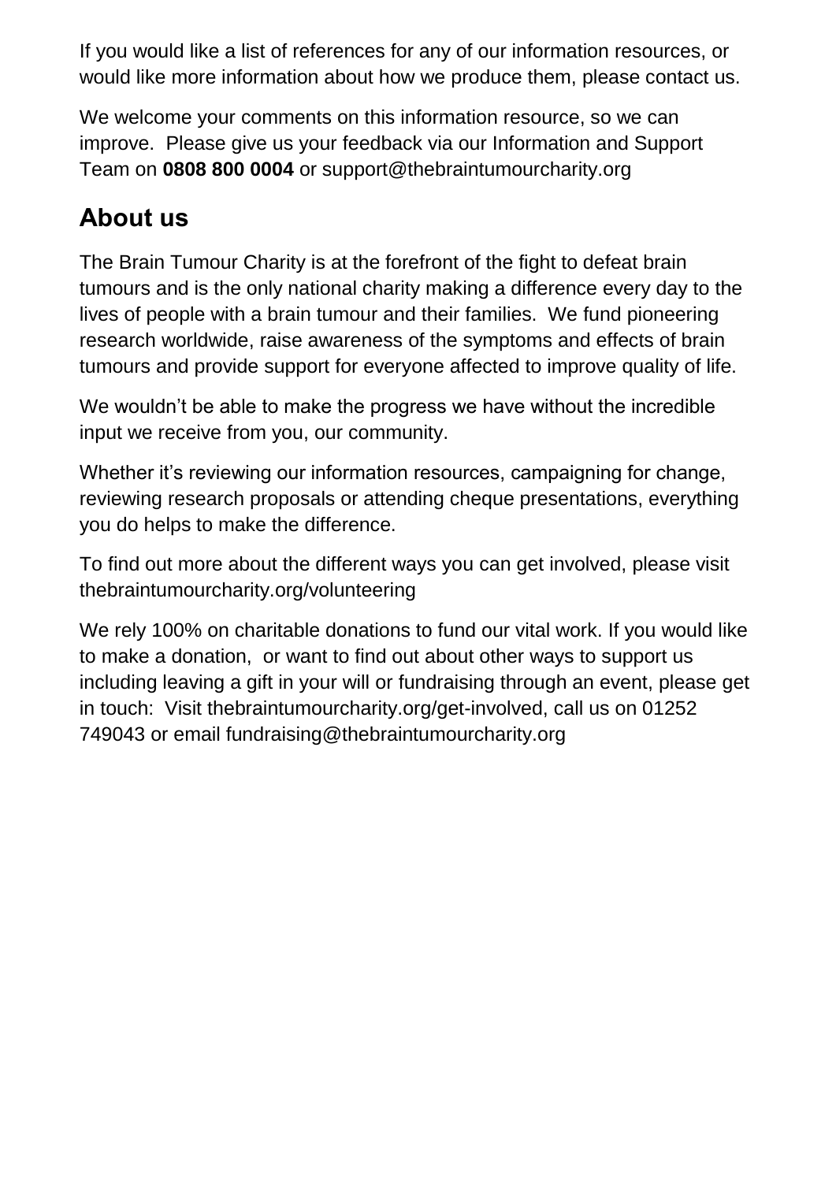If you would like a list of references for any of our information resources, or would like more information about how we produce them, please contact us.

We welcome your comments on this information resource, so we can improve. Please give us your feedback via our Information and Support Team on **0808 800 0004** or support@thebraintumourcharity.org

## About us

The Brain Tumour Charity is at the forefront of the fight to defeat brain tumours and is the only national charity making a difference every day to the lives of people with a brain tumour and their families. We fund pioneering research worldwide, raise awareness of the symptoms and effects of brain tumours and provide support for everyone affected to improve quality of life.

We wouldn't be able to make the progress we have without the incredible input we receive from you, our community.

Whether it's reviewing our information resources, campaigning for change, reviewing research proposals or attending cheque presentations, everything you do helps to make the difference.

To find out more about the different ways you can get involved, please visit thebraintumourcharity.org/volunteering

We rely 100% on charitable donations to fund our vital work. If you would like to make a donation, or want to find out about other ways to support us including leaving a gift in your will or fundraising through an event, please get in touch: Visit thebraintumourcharity.org/get-involved, call us on 01252 749043 or email fundraising@thebraintumourcharity.org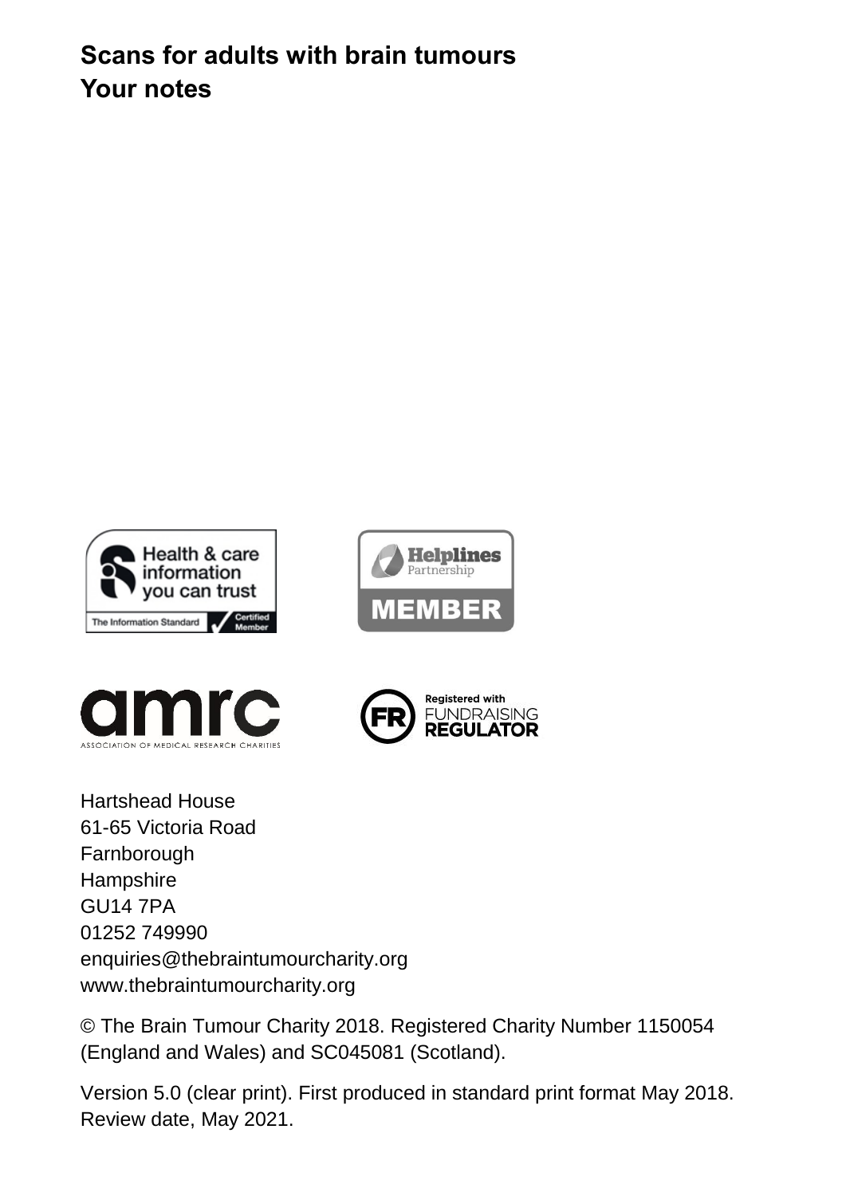**Scans for adults with brain tumours**
**Your notes**

Hartshead House
61-65 Victoria Road
Farnborough
Hampshire
GU14 7PA
01252 749990
enquiries@thebraintumourcharity.org
www.thebraintumourcharity.org

© The Brain Tumour Charity 2018. Registered Charity Number 1150054 (England and Wales) and SC045081 (Scotland).

Version 5.0 (clear print). First produced in standard print format May 2018. Review date, May 2021.